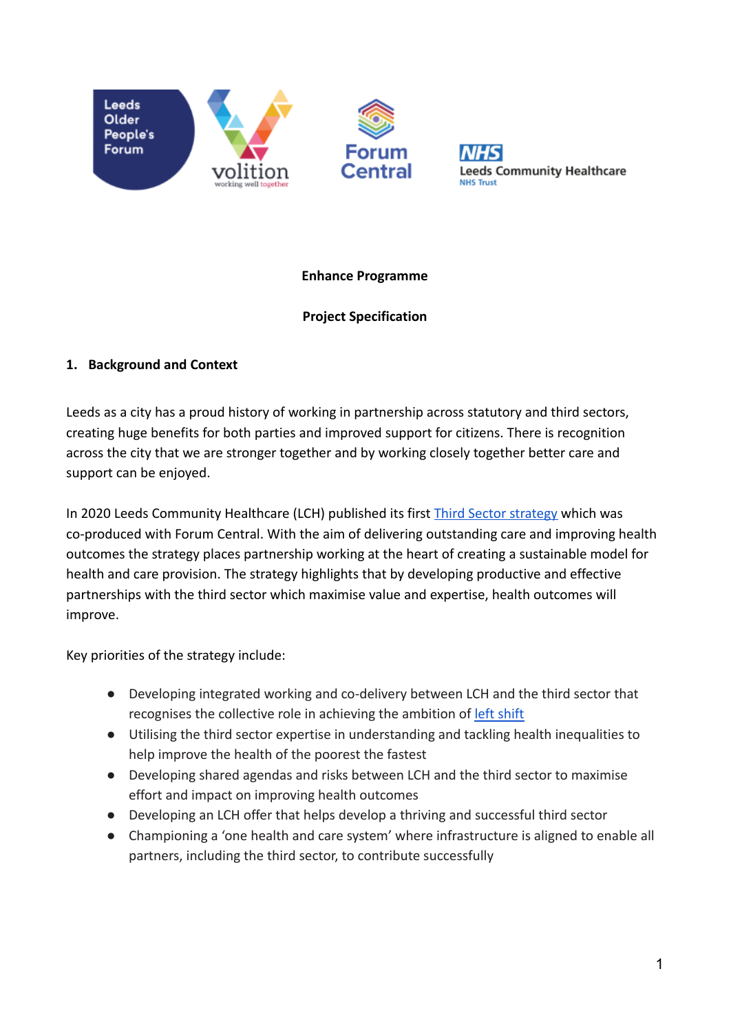**Enhance Programme**

**Project Specification**

## 1. Background and Context

Leeds as a city has a proud history of working in partnership across statutory and third sectors, creating huge benefits for both parties and improved support for citizens. There is recognition across the city that we are stronger together and by working closely together better care and support can be enjoyed.

In 2020 Leeds Community Healthcare (LCH) published its first Third Sector strategy which was co-produced with Forum Central. With the aim of delivering outstanding care and improving health outcomes the strategy places partnership working at the heart of creating a sustainable model for health and care provision. The strategy highlights that by developing productive and effective partnerships with the third sector which maximise value and expertise, health outcomes will improve.

Key priorities of the strategy include:

- Developing integrated working and co-delivery between LCH and the third sector that recognises the collective role in achieving the ambition of left shift
- Utilising the third sector expertise in understanding and tackling health inequalities to help improve the health of the poorest the fastest
- Developing shared agendas and risks between LCH and the third sector to maximise effort and impact on improving health outcomes
- Developing an LCH offer that helps develop a thriving and successful third sector
- Championing a 'one health and care system' where infrastructure is aligned to enable all partners, including the third sector, to contribute successfully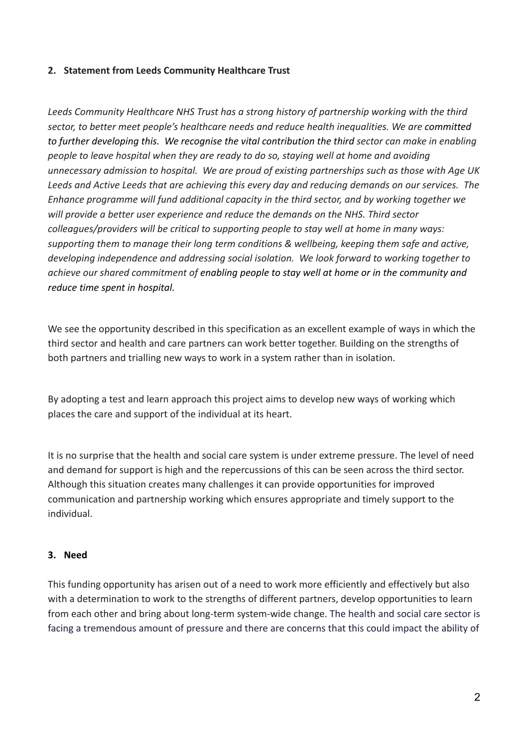## 2. Statement from Leeds Community Healthcare Trust

*Leeds Community Healthcare NHS Trust has a strong history of partnership working with the third sector, to better meet people's healthcare needs and reduce health inequalities. We are committed to further developing this. We recognise the vital contribution the third sector can make in enabling people to leave hospital when they are ready to do so, staying well at home and avoiding unnecessary admission to hospital. We are proud of existing partnerships such as those with Age UK Leeds and Active Leeds that are achieving this every day and reducing demands on our services. The Enhance programme will fund additional capacity in the third sector, and by working together we will provide a better user experience and reduce the demands on the NHS. Third sector colleagues/providers will be critical to supporting people to stay well at home in many ways: supporting them to manage their long term conditions & wellbeing, keeping them safe and active, developing independence and addressing social isolation. We look forward to working together to achieve our shared commitment of enabling people to stay well at home or in the community and reduce time spent in hospital.*

We see the opportunity described in this specification as an excellent example of ways in which the third sector and health and care partners can work better together. Building on the strengths of both partners and trialling new ways to work in a system rather than in isolation.

By adopting a test and learn approach this project aims to develop new ways of working which places the care and support of the individual at its heart.

It is no surprise that the health and social care system is under extreme pressure. The level of need and demand for support is high and the repercussions of this can be seen across the third sector. Although this situation creates many challenges it can provide opportunities for improved communication and partnership working which ensures appropriate and timely support to the individual.

## 3. Need

This funding opportunity has arisen out of a need to work more efficiently and effectively but also with a determination to work to the strengths of different partners, develop opportunities to learn from each other and bring about long-term system-wide change. The health and social care sector is facing a tremendous amount of pressure and there are concerns that this could impact the ability of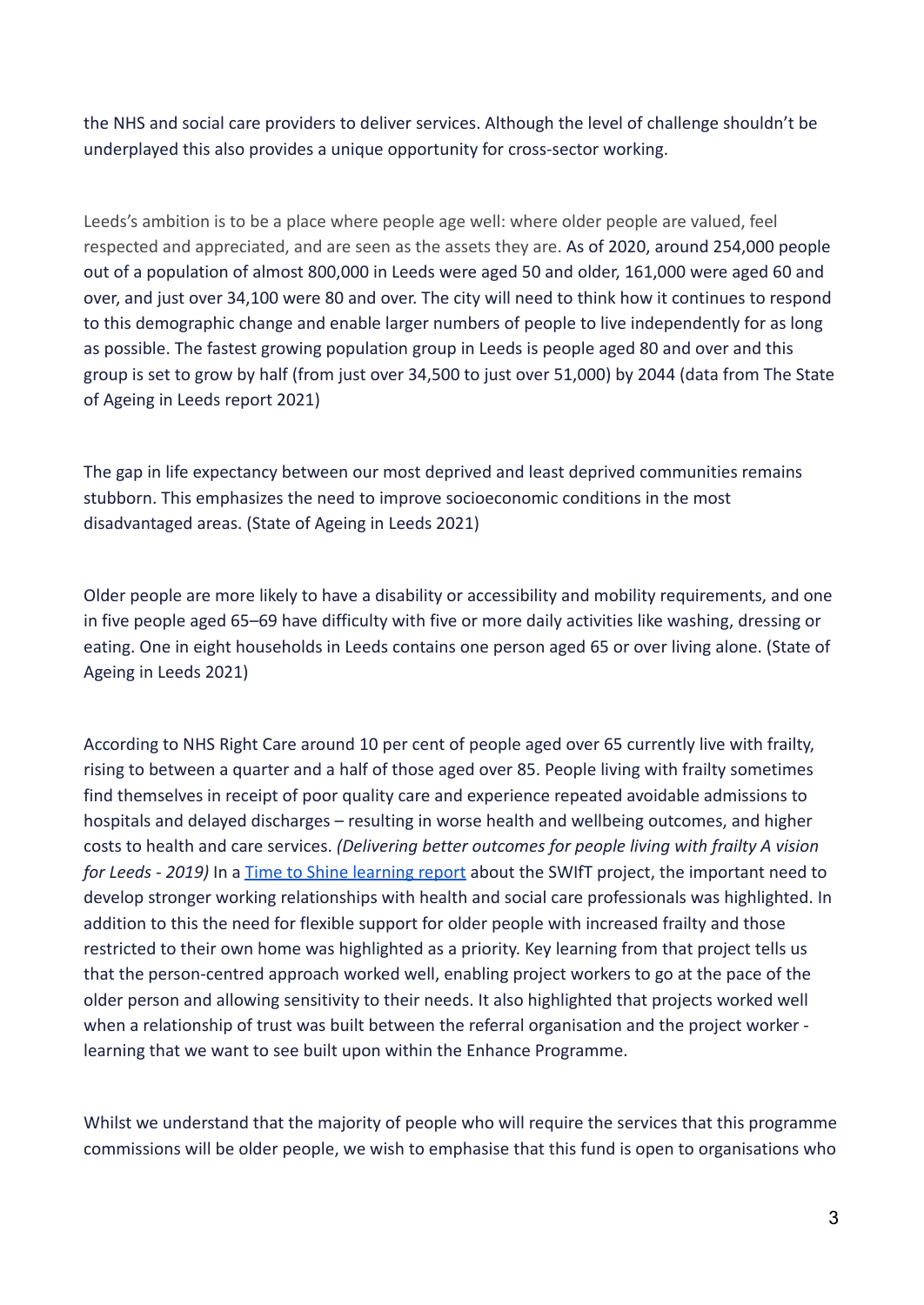the NHS and social care providers to deliver services. Although the level of challenge shouldn't be underplayed this also provides a unique opportunity for cross-sector working.

Leeds's ambition is to be a place where people age well: where older people are valued, feel respected and appreciated, and are seen as the assets they are. As of 2020, around 254,000 people out of a population of almost 800,000 in Leeds were aged 50 and older, 161,000 were aged 60 and over, and just over 34,100 were 80 and over. The city will need to think how it continues to respond to this demographic change and enable larger numbers of people to live independently for as long as possible. The fastest growing population group in Leeds is people aged 80 and over and this group is set to grow by half (from just over 34,500 to just over 51,000) by 2044 (data from The State of Ageing in Leeds report 2021)

The gap in life expectancy between our most deprived and least deprived communities remains stubborn. This emphasizes the need to improve socioeconomic conditions in the most disadvantaged areas. (State of Ageing in Leeds 2021)

Older people are more likely to have a disability or accessibility and mobility requirements, and one in five people aged 65–69 have difficulty with five or more daily activities like washing, dressing or eating. One in eight households in Leeds contains one person aged 65 or over living alone. (State of Ageing in Leeds 2021)

According to NHS Right Care around 10 per cent of people aged over 65 currently live with frailty, rising to between a quarter and a half of those aged over 85. People living with frailty sometimes find themselves in receipt of poor quality care and experience repeated avoidable admissions to hospitals and delayed discharges – resulting in worse health and wellbeing outcomes, and higher costs to health and care services. *(Delivering better outcomes for people living with frailty A vision for Leeds - 2019)* In a [Time to Shine learning report] about the SWIfT project, the important need to develop stronger working relationships with health and social care professionals was highlighted. In addition to this the need for flexible support for older people with increased frailty and those restricted to their own home was highlighted as a priority. Key learning from that project tells us that the person-centred approach worked well, enabling project workers to go at the pace of the older person and allowing sensitivity to their needs. It also highlighted that projects worked well when a relationship of trust was built between the referral organisation and the project worker - learning that we want to see built upon within the Enhance Programme.

Whilst we understand that the majority of people who will require the services that this programme commissions will be older people, we wish to emphasise that this fund is open to organisations who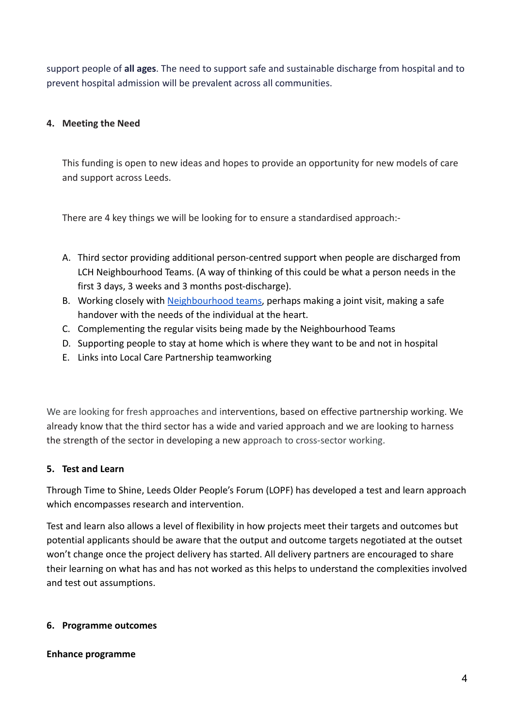support people of **all ages**. The need to support safe and sustainable discharge from hospital and to prevent hospital admission will be prevalent across all communities.

## 4. Meeting the Need

This funding is open to new ideas and hopes to provide an opportunity for new models of care and support across Leeds.

There are 4 key things we will be looking for to ensure a standardised approach:-

A. Third sector providing additional person-centred support when people are discharged from LCH Neighbourhood Teams. (A way of thinking of this could be what a person needs in the first 3 days, 3 weeks and 3 months post-discharge).
B. Working closely with [Neighbourhood teams](), perhaps making a joint visit, making a safe handover with the needs of the individual at the heart.
C. Complementing the regular visits being made by the Neighbourhood Teams
D. Supporting people to stay at home which is where they want to be and not in hospital
E. Links into Local Care Partnership teamworking

We are looking for fresh approaches and interventions, based on effective partnership working. We already know that the third sector has a wide and varied approach and we are looking to harness the strength of the sector in developing a new approach to cross-sector working.

## 5. Test and Learn

Through Time to Shine, Leeds Older People's Forum (LOPF) has developed a test and learn approach which encompasses research and intervention.

Test and learn also allows a level of flexibility in how projects meet their targets and outcomes but potential applicants should be aware that the output and outcome targets negotiated at the outset won't change once the project delivery has started. All delivery partners are encouraged to share their learning on what has and has not worked as this helps to understand the complexities involved and test out assumptions.

## 6. Programme outcomes

**Enhance programme**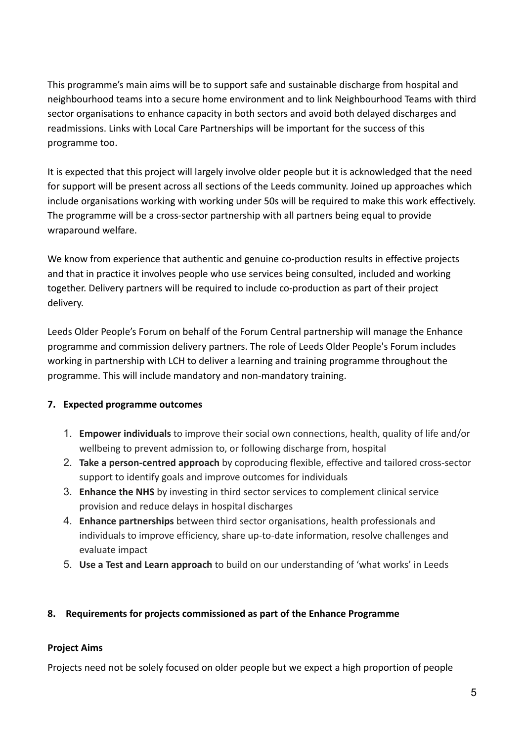This programme's main aims will be to support safe and sustainable discharge from hospital and neighbourhood teams into a secure home environment and to link Neighbourhood Teams with third sector organisations to enhance capacity in both sectors and avoid both delayed discharges and readmissions. Links with Local Care Partnerships will be important for the success of this programme too.

It is expected that this project will largely involve older people but it is acknowledged that the need for support will be present across all sections of the Leeds community. Joined up approaches which include organisations working with working under 50s will be required to make this work effectively. The programme will be a cross-sector partnership with all partners being equal to provide wraparound welfare.

We know from experience that authentic and genuine co-production results in effective projects and that in practice it involves people who use services being consulted, included and working together. Delivery partners will be required to include co-production as part of their project delivery.

Leeds Older People's Forum on behalf of the Forum Central partnership will manage the Enhance programme and commission delivery partners. The role of Leeds Older People's Forum includes working in partnership with LCH to deliver a learning and training programme throughout the programme. This will include mandatory and non-mandatory training.

## 7. Expected programme outcomes

1. **Empower individuals** to improve their social own connections, health, quality of life and/or wellbeing to prevent admission to, or following discharge from, hospital
2. **Take a person-centred approach** by coproducing flexible, effective and tailored cross-sector support to identify goals and improve outcomes for individuals
3. **Enhance the NHS** by investing in third sector services to complement clinical service provision and reduce delays in hospital discharges
4. **Enhance partnerships** between third sector organisations, health professionals and individuals to improve efficiency, share up-to-date information, resolve challenges and evaluate impact
5. **Use a Test and Learn approach** to build on our understanding of 'what works' in Leeds

## 8. Requirements for projects commissioned as part of the Enhance Programme

### Project Aims

Projects need not be solely focused on older people but we expect a high proportion of people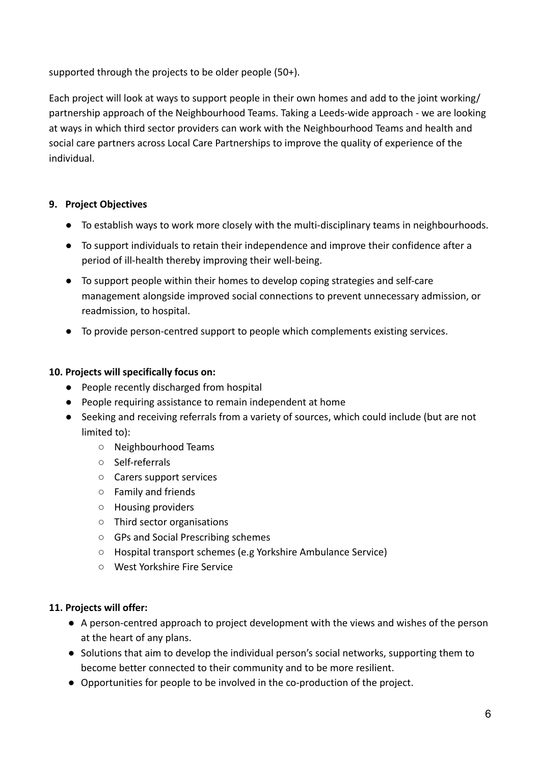supported through the projects to be older people (50+).

Each project will look at ways to support people in their own homes and add to the joint working/ partnership approach of the Neighbourhood Teams. Taking a Leeds-wide approach - we are looking at ways in which third sector providers can work with the Neighbourhood Teams and health and social care partners across Local Care Partnerships to improve the quality of experience of the individual.

### 9. Project Objectives

- To establish ways to work more closely with the multi-disciplinary teams in neighbourhoods.
- To support individuals to retain their independence and improve their confidence after a period of ill-health thereby improving their well-being.
- To support people within their homes to develop coping strategies and self-care management alongside improved social connections to prevent unnecessary admission, or readmission, to hospital.
- To provide person-centred support to people which complements existing services.

### 10. Projects will specifically focus on:

- People recently discharged from hospital
- People requiring assistance to remain independent at home
- Seeking and receiving referrals from a variety of sources, which could include (but are not limited to):
  - Neighbourhood Teams
  - Self-referrals
  - Carers support services
  - Family and friends
  - Housing providers
  - Third sector organisations
  - GPs and Social Prescribing schemes
  - Hospital transport schemes (e.g Yorkshire Ambulance Service)
  - West Yorkshire Fire Service

### 11. Projects will offer:

- A person-centred approach to project development with the views and wishes of the person at the heart of any plans.
- Solutions that aim to develop the individual person's social networks, supporting them to become better connected to their community and to be more resilient.
- Opportunities for people to be involved in the co-production of the project.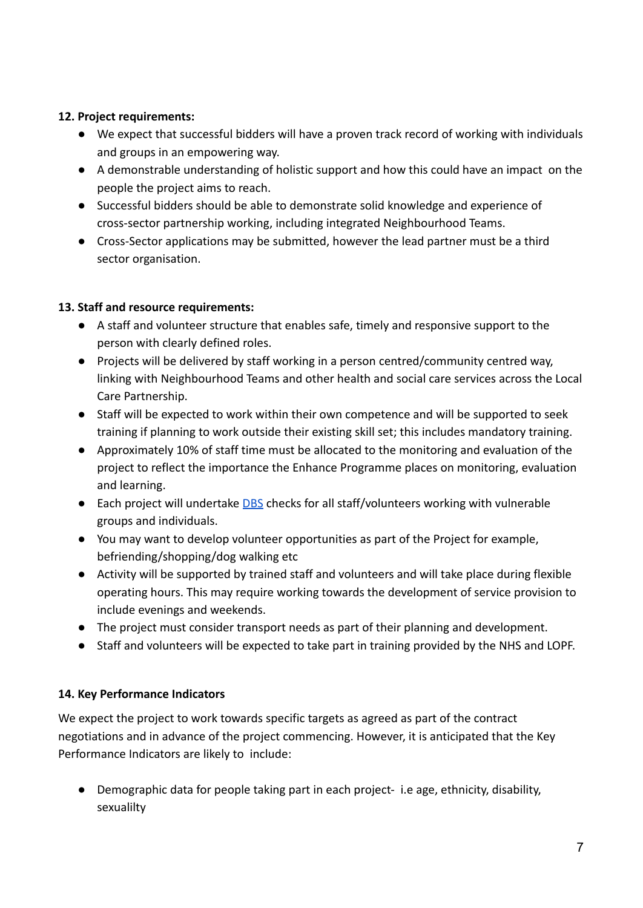**12. Project requirements:**

- We expect that successful bidders will have a proven track record of working with individuals and groups in an empowering way.
- A demonstrable understanding of holistic support and how this could have an impact on the people the project aims to reach.
- Successful bidders should be able to demonstrate solid knowledge and experience of cross-sector partnership working, including integrated Neighbourhood Teams.
- Cross-Sector applications may be submitted, however the lead partner must be a third sector organisation.

**13. Staff and resource requirements:**

- A staff and volunteer structure that enables safe, timely and responsive support to the person with clearly defined roles.
- Projects will be delivered by staff working in a person centred/community centred way, linking with Neighbourhood Teams and other health and social care services across the Local Care Partnership.
- Staff will be expected to work within their own competence and will be supported to seek training if planning to work outside their existing skill set; this includes mandatory training.
- Approximately 10% of staff time must be allocated to the monitoring and evaluation of the project to reflect the importance the Enhance Programme places on monitoring, evaluation and learning.
- Each project will undertake DBS checks for all staff/volunteers working with vulnerable groups and individuals.
- You may want to develop volunteer opportunities as part of the Project for example, befriending/shopping/dog walking etc
- Activity will be supported by trained staff and volunteers and will take place during flexible operating hours. This may require working towards the development of service provision to include evenings and weekends.
- The project must consider transport needs as part of their planning and development.
- Staff and volunteers will be expected to take part in training provided by the NHS and LOPF.

**14. Key Performance Indicators**

We expect the project to work towards specific targets as agreed as part of the contract negotiations and in advance of the project commencing. However, it is anticipated that the Key Performance Indicators are likely to include:

- Demographic data for people taking part in each project- i.e age, ethnicity, disability, sexualilty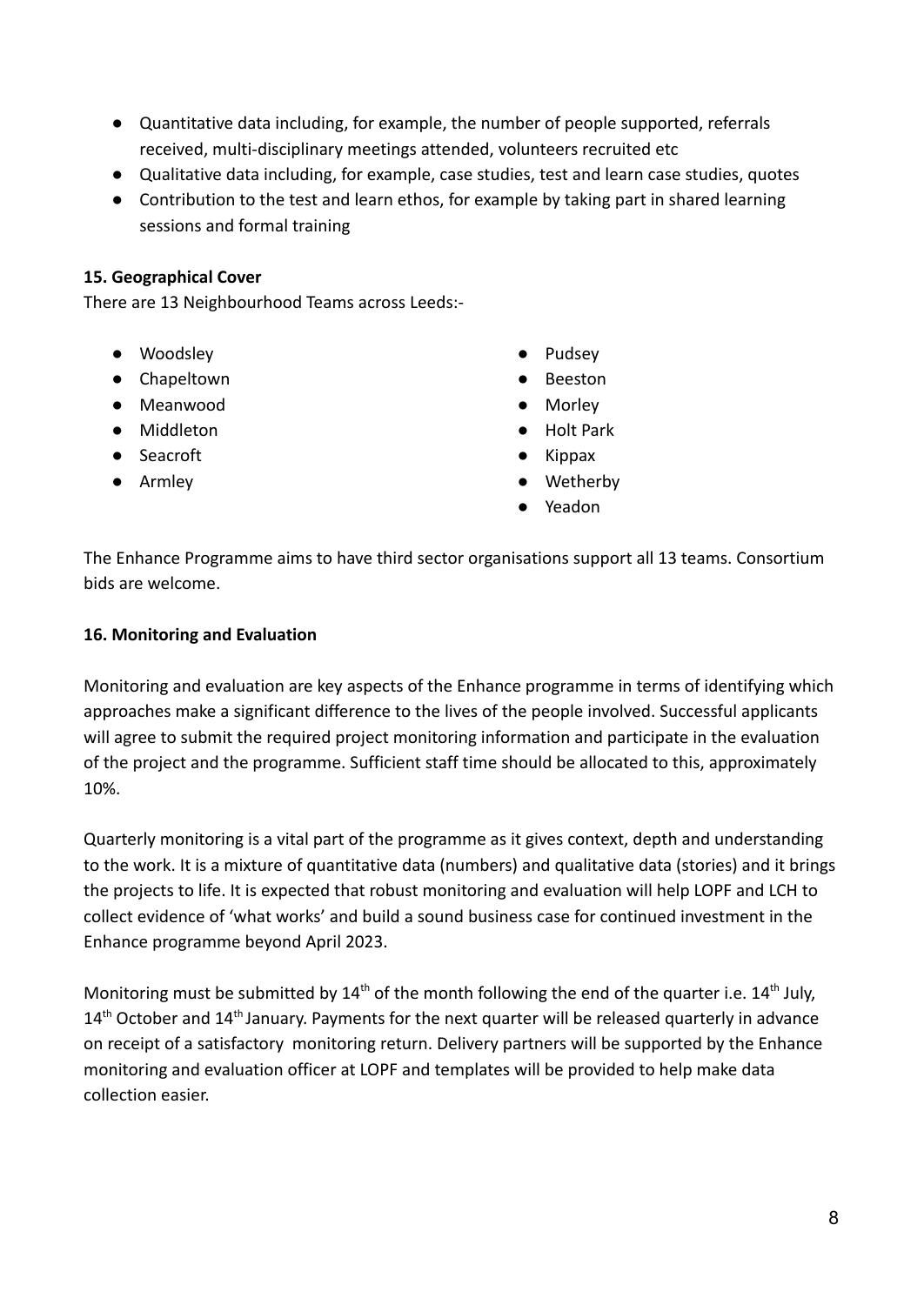- Quantitative data including, for example, the number of people supported, referrals received, multi-disciplinary meetings attended, volunteers recruited etc
- Qualitative data including, for example, case studies, test and learn case studies, quotes
- Contribution to the test and learn ethos, for example by taking part in shared learning sessions and formal training

**15. Geographical Cover**

There are 13 Neighbourhood Teams across Leeds:-

- Woodsley
- Chapeltown
- Meanwood
- Middleton
- Seacroft
- Armley
- Pudsey
- Beeston
- Morley
- Holt Park
- Kippax
- Wetherby
- Yeadon

The Enhance Programme aims to have third sector organisations support all 13 teams. Consortium bids are welcome.

**16. Monitoring and Evaluation**

Monitoring and evaluation are key aspects of the Enhance programme in terms of identifying which approaches make a significant difference to the lives of the people involved. Successful applicants will agree to submit the required project monitoring information and participate in the evaluation of the project and the programme. Sufficient staff time should be allocated to this, approximately 10%.

Quarterly monitoring is a vital part of the programme as it gives context, depth and understanding to the work. It is a mixture of quantitative data (numbers) and qualitative data (stories) and it brings the projects to life. It is expected that robust monitoring and evaluation will help LOPF and LCH to collect evidence of 'what works' and build a sound business case for continued investment in the Enhance programme beyond April 2023.

Monitoring must be submitted by 14th of the month following the end of the quarter i.e. 14th July, 14th October and 14th January. Payments for the next quarter will be released quarterly in advance on receipt of a satisfactory monitoring return. Delivery partners will be supported by the Enhance monitoring and evaluation officer at LOPF and templates will be provided to help make data collection easier.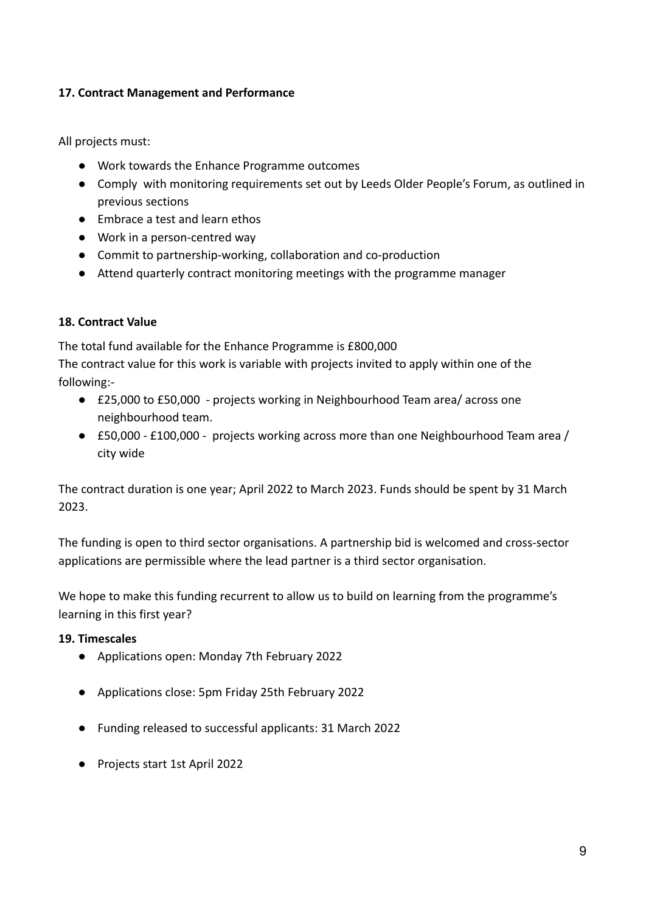**17. Contract Management and Performance**

All projects must:

- Work towards the Enhance Programme outcomes
- Comply with monitoring requirements set out by Leeds Older People's Forum, as outlined in previous sections
- Embrace a test and learn ethos
- Work in a person-centred way
- Commit to partnership-working, collaboration and co-production
- Attend quarterly contract monitoring meetings with the programme manager

**18. Contract Value**

The total fund available for the Enhance Programme is £800,000

The contract value for this work is variable with projects invited to apply within one of the following:-

- £25,000 to £50,000 - projects working in Neighbourhood Team area/ across one neighbourhood team.
- £50,000 - £100,000 - projects working across more than one Neighbourhood Team area / city wide

The contract duration is one year; April 2022 to March 2023. Funds should be spent by 31 March 2023.

The funding is open to third sector organisations. A partnership bid is welcomed and cross-sector applications are permissible where the lead partner is a third sector organisation.

We hope to make this funding recurrent to allow us to build on learning from the programme's learning in this first year?

**19. Timescales**

- Applications open: Monday 7th February 2022
- Applications close: 5pm Friday 25th February 2022
- Funding released to successful applicants: 31 March 2022
- Projects start 1st April 2022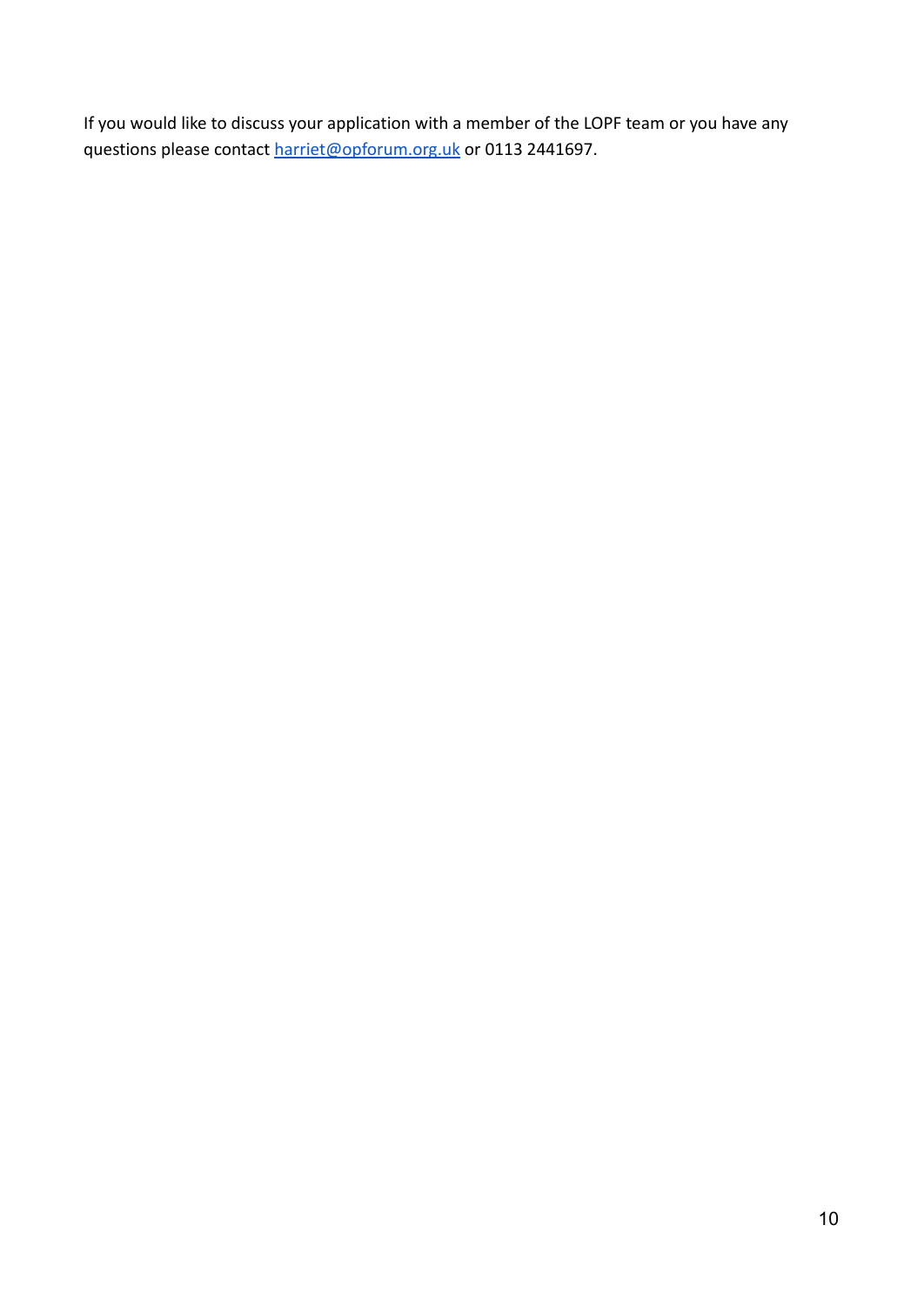If you would like to discuss your application with a member of the LOPF team or you have any questions please contact harriet@opforum.org.uk or 0113 2441697.